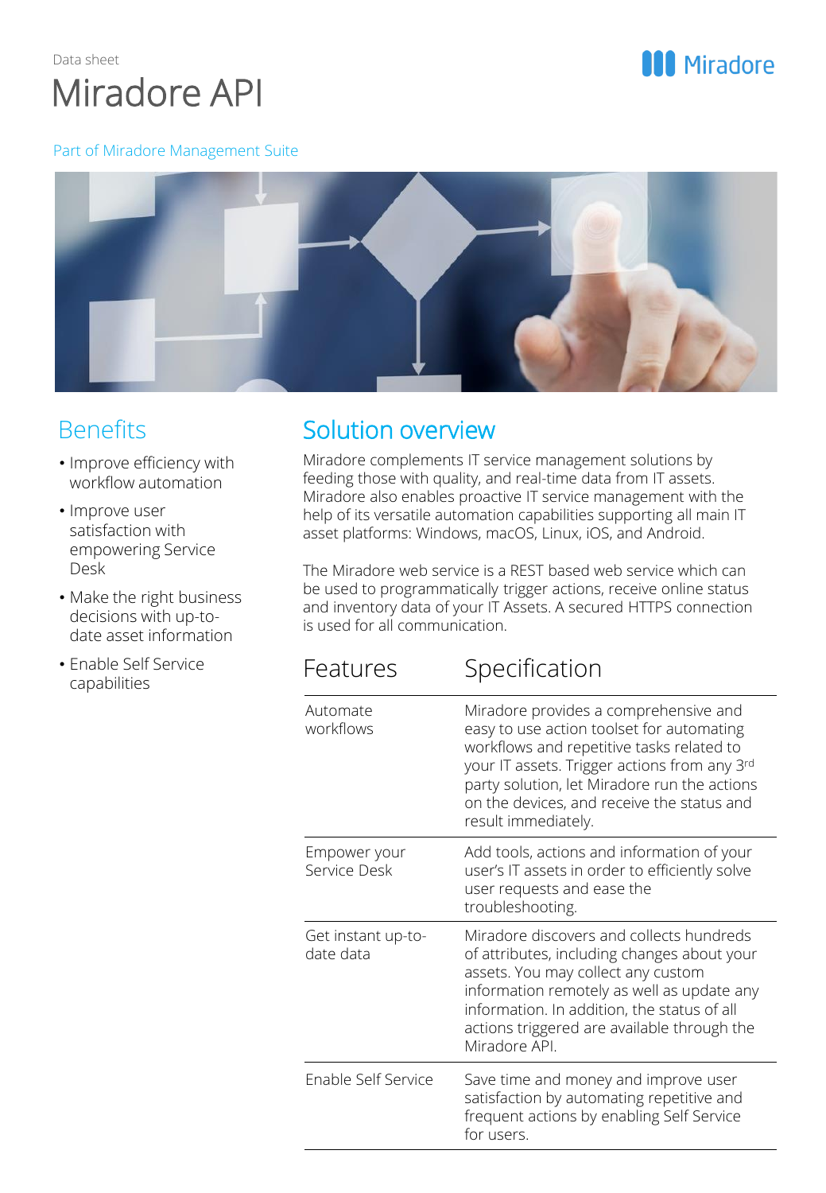Data sheet

# Miradore API

Part of Miradore Management Suite

## Benefits

- Improve efficiency with workflow automation
- Improve user satisfaction with empowering Service Desk
- Make the right business decisions with up-to-date asset information
- Enable Self Service capabilities

## Solution overview

Miradore complements IT service management solutions by feeding those with quality, and real-time data from IT assets. Miradore also enables proactive IT service management with the help of its versatile automation capabilities supporting all main IT asset platforms: Windows, macOS, Linux, iOS, and Android.

The Miradore web service is a REST based web service which can be used to programmatically trigger actions, receive online status and inventory data of your IT Assets. A secured HTTPS connection is used for all communication.

| Features | Specification |
|---|---|
| Automate workflows | Miradore provides a comprehensive and easy to use action toolset for automating workflows and repetitive tasks related to your IT assets. Trigger actions from any 3rd party solution, let Miradore run the actions on the devices, and receive the status and result immediately. |
| Empower your Service Desk | Add tools, actions and information of your user's IT assets in order to efficiently solve user requests and ease the troubleshooting. |
| Get instant up-to-date data | Miradore discovers and collects hundreds of attributes, including changes about your assets. You may collect any custom information remotely as well as update any information. In addition, the status of all actions triggered are available through the Miradore API. |
| Enable Self Service | Save time and money and improve user satisfaction by automating repetitive and frequent actions by enabling Self Service for users. |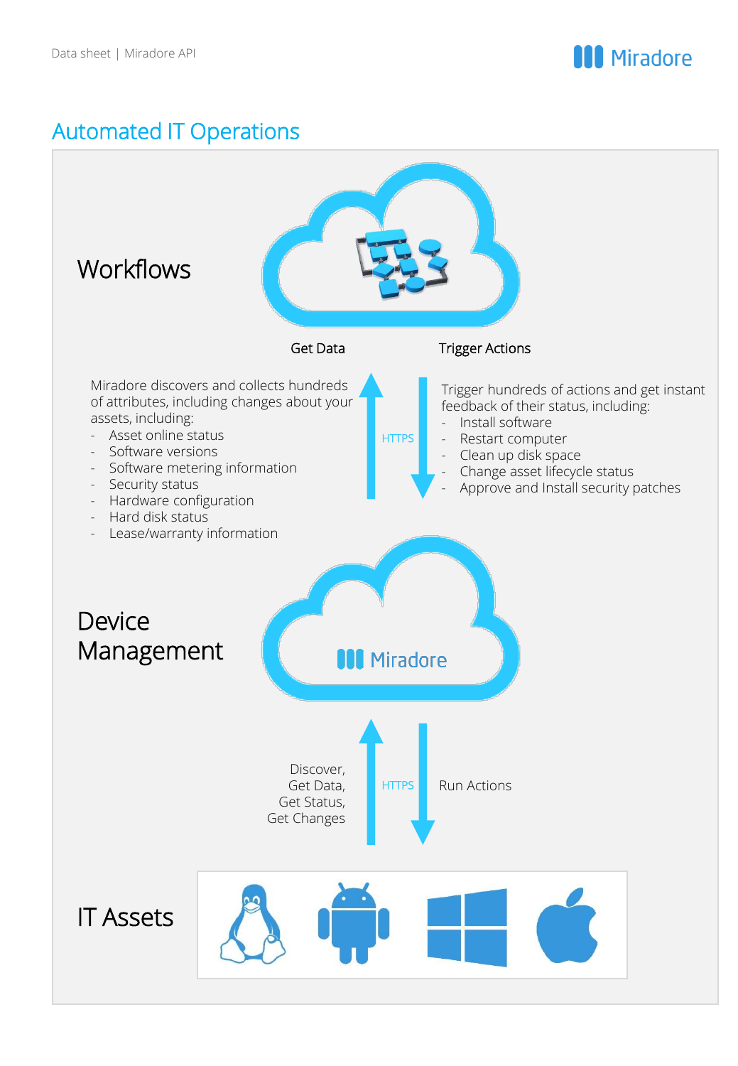# Automated IT Operations

## Workflows

Get Data

Trigger Actions

Miradore discovers and collects hundreds of attributes, including changes about your assets, including:

- Asset online status
- Software versions
- Software metering information
- Security status
- Hardware configuration
- Hard disk status
- Lease/warranty information

HTTPS

Trigger hundreds of actions and get instant feedback of their status, including:

- Install software
- Restart computer
- Clean up disk space
- Change asset lifecycle status
- Approve and Install security patches

## Device Management

Miradore

Discover,
Get Data,
Get Status,
Get Changes

HTTPS

Run Actions

## IT Assets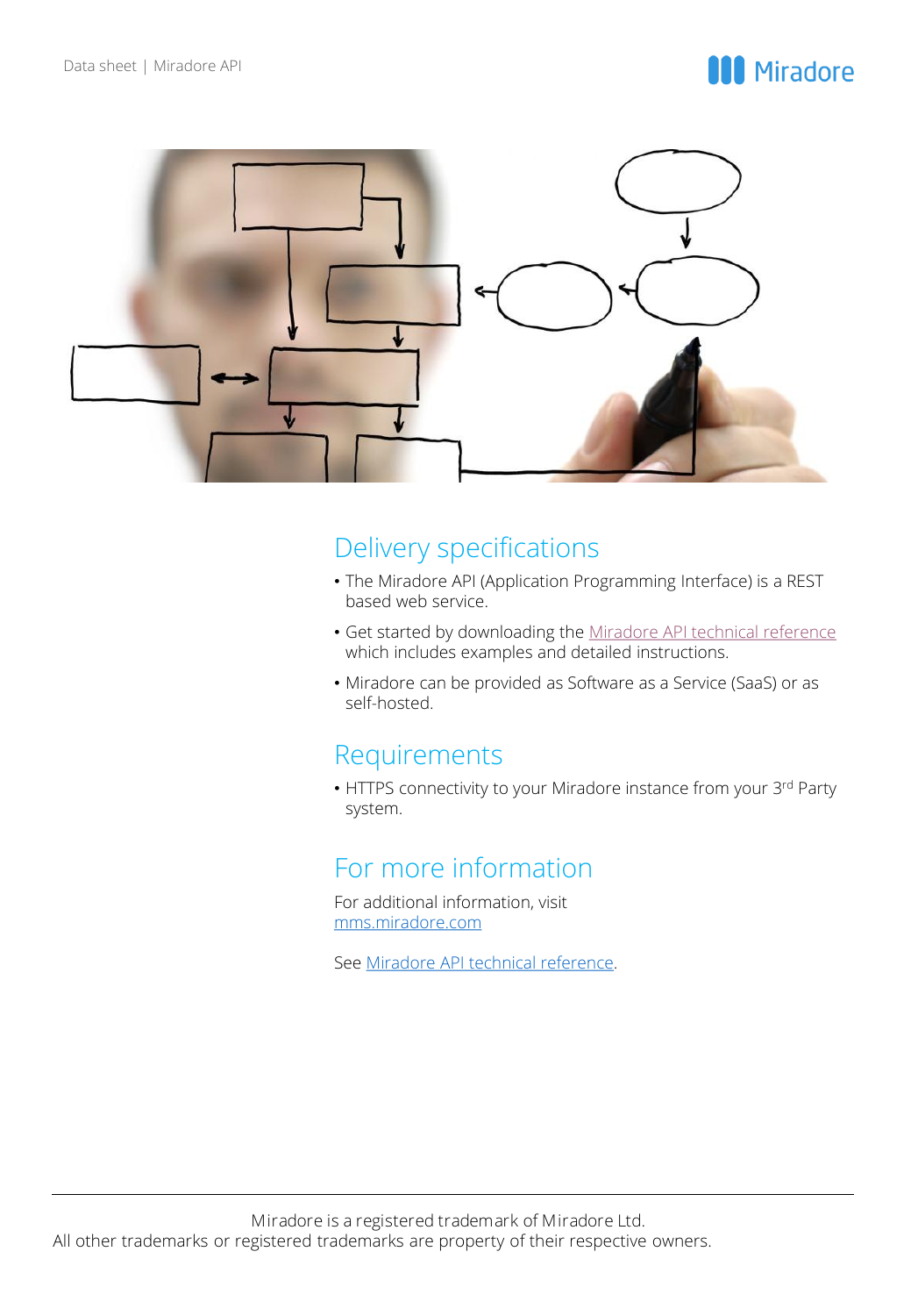## Delivery specifications

- The Miradore API (Application Programming Interface) is a REST based web service.
- Get started by downloading the [Miradore API technical reference] which includes examples and detailed instructions.
- Miradore can be provided as Software as a Service (SaaS) or as self-hosted.

## Requirements

- HTTPS connectivity to your Miradore instance from your 3rd Party system.

## For more information

For additional information, visit mms.miradore.com

See Miradore API technical reference.

---

Miradore is a registered trademark of Miradore Ltd.
All other trademarks or registered trademarks are property of their respective owners.